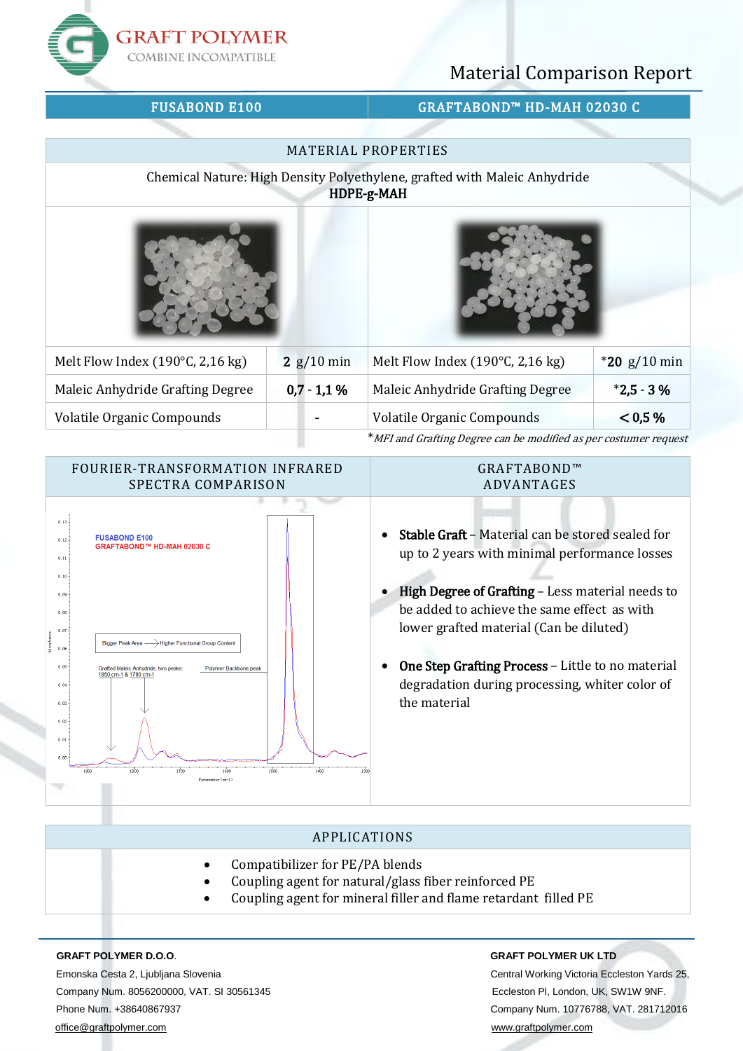# GRAFT POLYMER

COMBINE INCOMPATIBLE

## Material Comparison Report

| FUSABOND E100 | GRAFTABOND™ HD-MAH 02030 C |
|---|---|

### MATERIAL PROPERTIES

Chemical Nature: High Density Polyethylene, grafted with Maleic Anhydride
**HDPE-g-MAH**

| FUSABOND E100 | | GRAFTABOND™ HD-MAH 02030 C | |
|---|---|---|---|
| Melt Flow Index (190°C, 2,16 kg) | **2** g/10 min | Melt Flow Index (190°C, 2,16 kg) | ***20** g/10 min |
| Maleic Anhydride Grafting Degree | **0,7 - 1,1 %** | Maleic Anhydride Grafting Degree | ***2,5 - 3 %** |
| Volatile Organic Compounds | - | Volatile Organic Compounds | **< 0,5 %** |

**MFI and Grafting Degree can be modified as per costumer request*

### FOURIER-TRANSFORMATION INFRARED SPECTRA COMPARISON

FUSABOND E100
GRAFTABOND™ HD-MAH 02030 C

Bigger Peak Area ⟶ Higher Functional Group Content

Grafted Maleic Anhydride, two peaks: 1850 cm-1 & 1780 cm-1

Polymer Backbone peak

### GRAFTABOND™ ADVANTAGES

- **Stable Graft** – Material can be stored sealed for up to 2 years with minimal performance losses
- **High Degree of Grafting** – Less material needs to be added to achieve the same effect as with lower grafted material (Can be diluted)
- **One Step Grafting Process** – Little to no material degradation during processing, whiter color of the material

### APPLICATIONS

- Compatibilizer for PE/PA blends
- Coupling agent for natural/glass fiber reinforced PE
- Coupling agent for mineral filler and flame retardant filled PE

**GRAFT POLYMER D.O.O.**
Emonska Cesta 2, Ljubljana Slovenia
Company Num. 8056200000, VAT. SI 30561345
Phone Num. +38640867937
office@graftpolymer.com

**GRAFT POLYMER UK LTD**
Central Working Victoria Eccleston Yards 25, Eccleston Pl, London, UK, SW1W 9NF.
Company Num. 10776788, VAT. 281712016
www.graftpolymer.com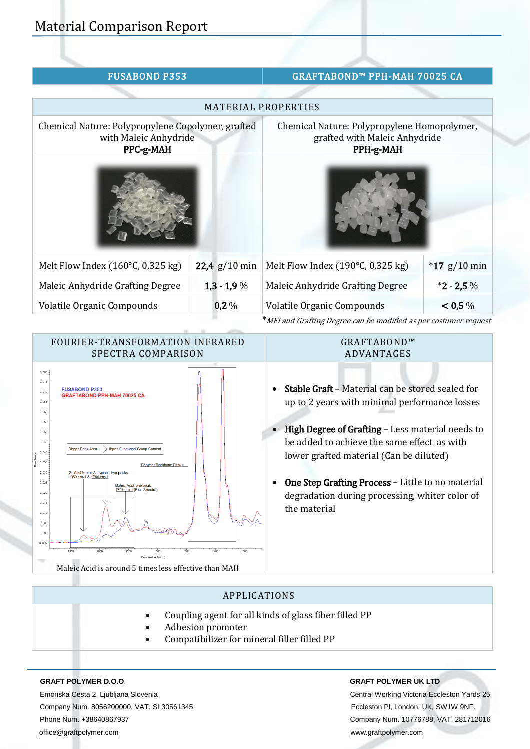# Material Comparison Report

| FUSABOND P353 | | GRAFTABOND™ PPH-MAH 70025 CA | |
|---|---|---|---|
| **MATERIAL PROPERTIES** | | | |
| Chemical Nature: Polypropylene Copolymer, grafted with Maleic Anhydride **PPC-g-MAH** | | Chemical Nature: Polypropylene Homopolymer, grafted with Maleic Anhydride **PPH-g-MAH** | |
| Melt Flow Index (160°C, 0,325 kg) | **22,4** g/10 min | Melt Flow Index (190°C, 0,325 kg) | ***17** g/10 min |
| Maleic Anhydride Grafting Degree | **1,3 - 1,9** % | Maleic Anhydride Grafting Degree | ***2 - 2,5** % |
| Volatile Organic Compounds | **0,2** % | Volatile Organic Compounds | **< 0,5** % |

**MFI and Grafting Degree can be modified as per costumer request*

## FOURIER-TRANSFORMATION INFRARED SPECTRA COMPARISON

FUSABOND P353
GRAFTABOND PPH-MAH 70025 CA

Bigger Peak Area → Higher Functional Group Content

Polymer Backbone Peaks

Grafted Maleic Anhydride, two peaks 1850 cm-1 & 1780 cm-1

Maleic Acid, one peak 1707 cm-1 (Blue Spectra)

Maleic Acid is around 5 times less effective than MAH

## GRAFTABOND™ ADVANTAGES

- **Stable Graft** – Material can be stored sealed for up to 2 years with minimal performance losses
- **High Degree of Grafting** – Less material needs to be added to achieve the same effect as with lower grafted material (Can be diluted)
- **One Step Grafting Process** – Little to no material degradation during processing, whiter color of the material

## APPLICATIONS

- Coupling agent for all kinds of glass fiber filled PP
- Adhesion promoter
- Compatibilizer for mineral filler filled PP

**GRAFT POLYMER D.O.O.**
Emonska Cesta 2, Ljubljana Slovenia
Company Num. 8056200000, VAT. SI 30561345
Phone Num. +38640867937
office@graftpolymer.com

**GRAFT POLYMER UK LTD**
Central Working Victoria Eccleston Yards 25, Eccleston Pl, London, UK, SW1W 9NF.
Company Num. 10776788, VAT. 281712016
www.graftpolymer.com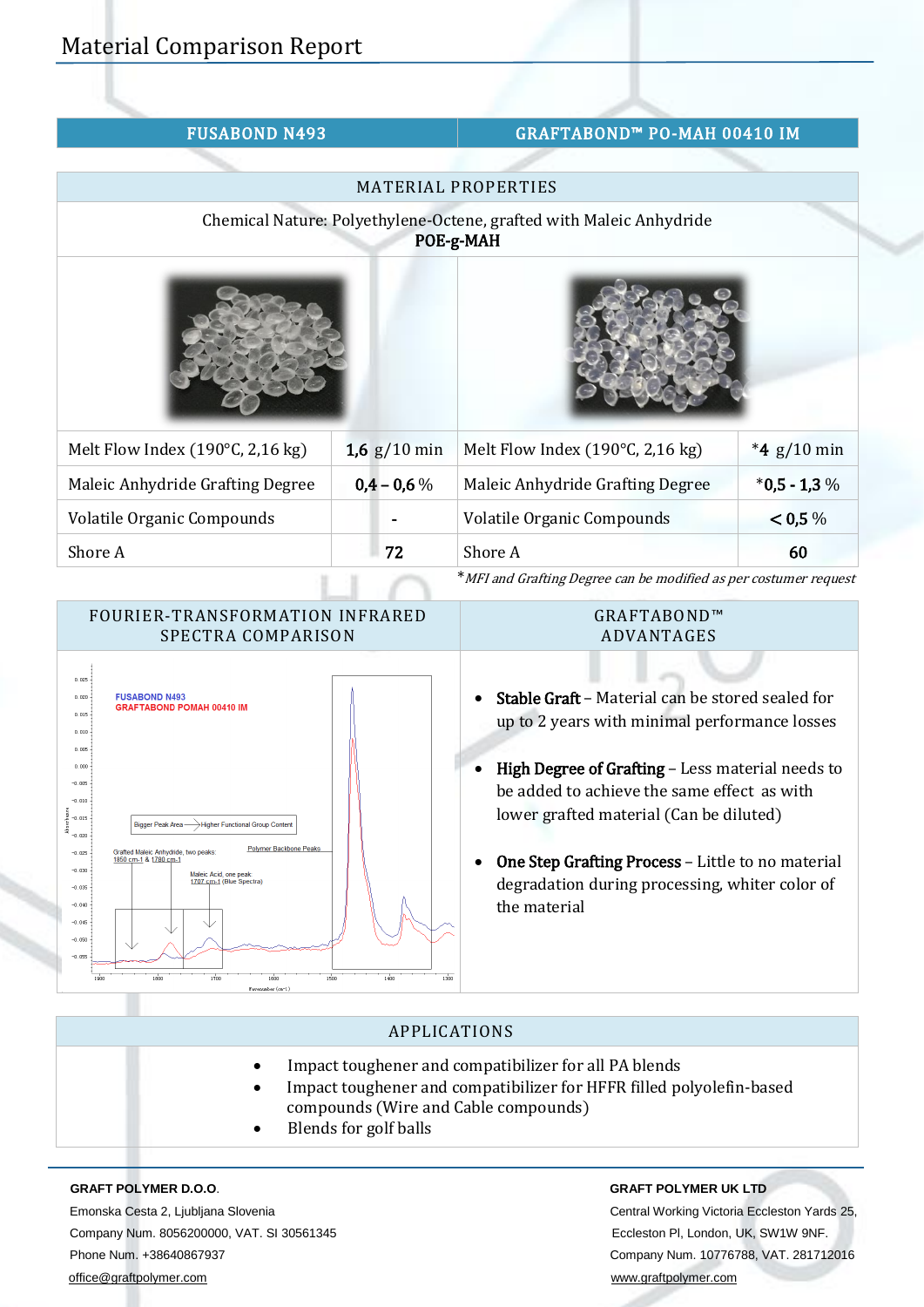# Material Comparison Report

| FUSABOND N493 | | GRAFTABOND™ PO-MAH 00410 IM | |
|---|---|---|---|
| **MATERIAL PROPERTIES** | | | |
| Chemical Nature: Polyethylene-Octene, grafted with Maleic Anhydride **POE-g-MAH** | | | |
| Melt Flow Index (190°C, 2,16 kg) | **1,6** g/10 min | Melt Flow Index (190°C, 2,16 kg) | ***4** g/10 min |
| Maleic Anhydride Grafting Degree | **0,4 – 0,6** % | Maleic Anhydride Grafting Degree | ***0,5 - 1,3** % |
| Volatile Organic Compounds | **-** | Volatile Organic Compounds | **< 0,5** % |
| Shore A | **72** | Shore A | **60** |

**MFI and Grafting Degree can be modified as per costumer request*

## FOURIER-TRANSFORMATION INFRARED SPECTRA COMPARISON

FUSABOND N493
GRAFTABOND POMAH 00410 IM

Bigger Peak Area → Higher Functional Group Content

Grafted Maleic Anhydride, two peaks: 1850 cm-1 & 1780 cm-1

Maleic Acid, one peak: 1707 cm-1 (Blue Spectra)

Polymer Backbone Peaks

## GRAFTABOND™ ADVANTAGES

- **Stable Graft** – Material can be stored sealed for up to 2 years with minimal performance losses
- **High Degree of Grafting** – Less material needs to be added to achieve the same effect as with lower grafted material (Can be diluted)
- **One Step Grafting Process** – Little to no material degradation during processing, whiter color of the material

## APPLICATIONS

- Impact toughener and compatibilizer for all PA blends
- Impact toughener and compatibilizer for HFFR filled polyolefin-based compounds (Wire and Cable compounds)
- Blends for golf balls

**GRAFT POLYMER D.O.O.**
Emonska Cesta 2, Ljubljana Slovenia
Company Num. 8056200000, VAT. SI 30561345
Phone Num. +38640867937
office@graftpolymer.com

**GRAFT POLYMER UK LTD**
Central Working Victoria Eccleston Yards 25, Eccleston Pl, London, UK, SW1W 9NF.
Company Num. 10776788, VAT. 281712016
www.graftpolymer.com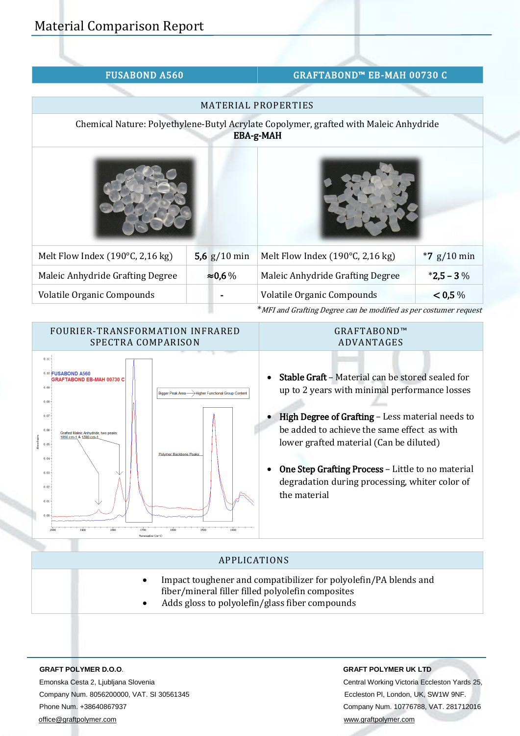# Material Comparison Report

| FUSABOND A560 | | GRAFTABOND™ EB-MAH 00730 C | |
|---|---|---|---|
| **MATERIAL PROPERTIES** | | | |
| Chemical Nature: Polyethylene-Butyl Acrylate Copolymer, grafted with Maleic Anhydride **EBA-g-MAH** | | | |
| Melt Flow Index (190°C, 2,16 kg) | **5,6** g/10 min | Melt Flow Index (190°C, 2,16 kg) | ***7** g/10 min |
| Maleic Anhydride Grafting Degree | ≈**0,6** % | Maleic Anhydride Grafting Degree | ***2,5 – 3** % |
| Volatile Organic Compounds | **-** | Volatile Organic Compounds | **< 0,5** % |

**\****MFI and Grafting Degree can be modified as per costumer request*

## FOURIER-TRANSFORMATION INFRARED SPECTRA COMPARISON

FUSABOND A560
GRAFTABOND EB-MAH 00730 C

Bigger Peak Area → Higher Functional Group Content

Grafted Maleic Anhydride, two peaks: 1850 cm-1 & 1780 cm-1

Polymer Backbone Peaks

## GRAFTABOND™ ADVANTAGES

- **Stable Graft** – Material can be stored sealed for up to 2 years with minimal performance losses
- **High Degree of Grafting** – Less material needs to be added to achieve the same effect as with lower grafted material (Can be diluted)
- **One Step Grafting Process** – Little to no material degradation during processing, whiter color of the material

## APPLICATIONS

- Impact toughener and compatibilizer for polyolefin/PA blends and fiber/mineral filler filled polyolefin composites
- Adds gloss to polyolefin/glass fiber compounds

**GRAFT POLYMER D.O.O.**
Emonska Cesta 2, Ljubljana Slovenia
Company Num. 8056200000, VAT. SI 30561345
Phone Num. +38640867937
office@graftpolymer.com

**GRAFT POLYMER UK LTD**
Central Working Victoria Eccleston Yards 25,
Eccleston Pl, London, UK, SW1W 9NF.
Company Num. 10776788, VAT. 281712016
www.graftpolymer.com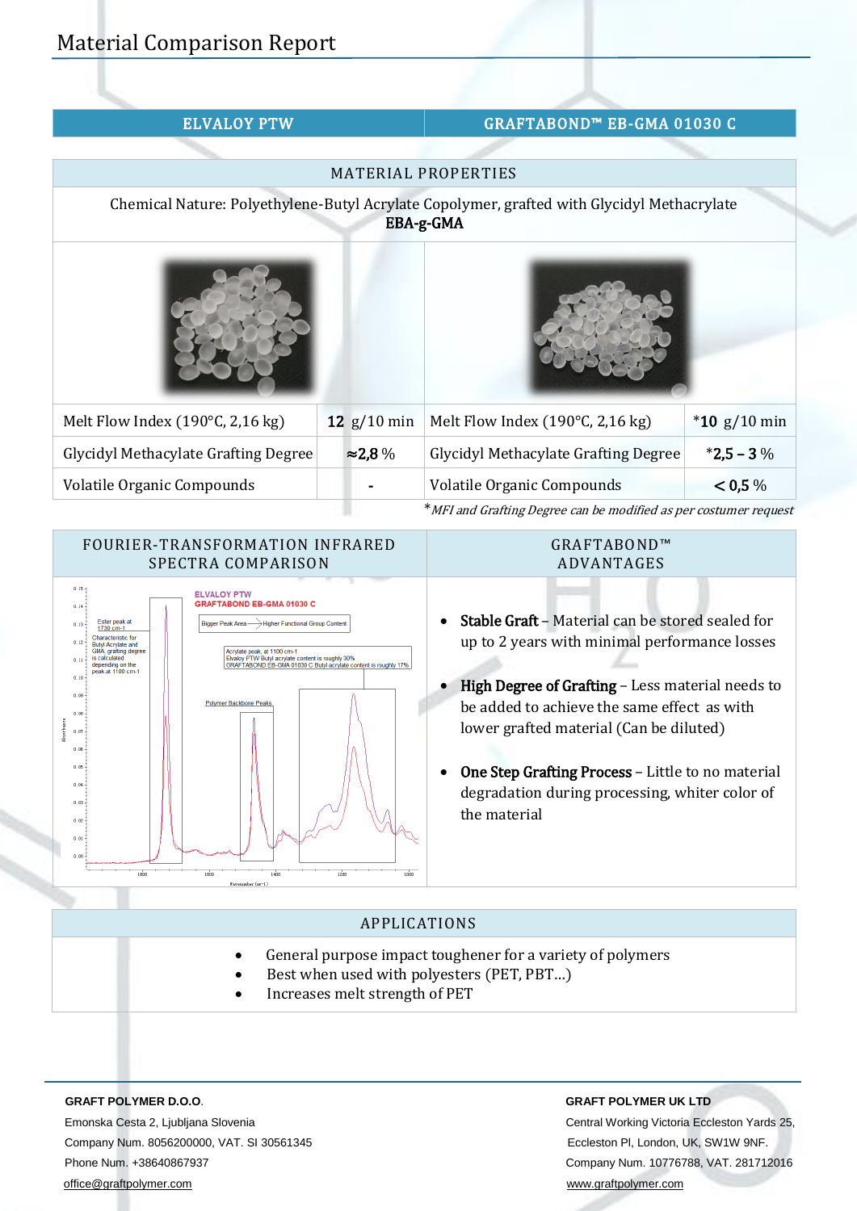# Material Comparison Report

| ELVALOY PTW | | GRAFTABOND™ EB-GMA 01030 C | |
|---|---|---|---|
| **MATERIAL PROPERTIES** | | | |
| Chemical Nature: Polyethylene-Butyl Acrylate Copolymer, grafted with Glycidyl Methacrylate **EBA-g-GMA** | | | |
| Melt Flow Index (190°C, 2,16 kg) | **12** g/10 min | Melt Flow Index (190°C, 2,16 kg) | \***10** g/10 min |
| Glycidyl Methacylate Grafting Degree | ≈**2,8** % | Glycidyl Methacylate Grafting Degree | \***2,5 – 3** % |
| Volatile Organic Compounds | **-** | Volatile Organic Compounds | **< 0,5** % |

*\*MFI and Grafting Degree can be modified as per costumer request*

## FOURIER-TRANSFORMATION INFRARED SPECTRA COMPARISON

## GRAFTABOND™ ADVANTAGES

- **Stable Graft** – Material can be stored sealed for up to 2 years with minimal performance losses
- **High Degree of Grafting** – Less material needs to be added to achieve the same effect as with lower grafted material (Can be diluted)
- **One Step Grafting Process** – Little to no material degradation during processing, whiter color of the material

## APPLICATIONS

- General purpose impact toughener for a variety of polymers
- Best when used with polyesters (PET, PBT...)
- Increases melt strength of PET

**GRAFT POLYMER D.O.O.**
Emonska Cesta 2, Ljubljana Slovenia
Company Num. 8056200000, VAT. SI 30561345
Phone Num. +38640867937
office@graftpolymer.com

**GRAFT POLYMER UK LTD**
Central Working Victoria Eccleston Yards 25, Eccleston Pl, London, UK, SW1W 9NF.
Company Num. 10776788, VAT. 281712016
www.graftpolymer.com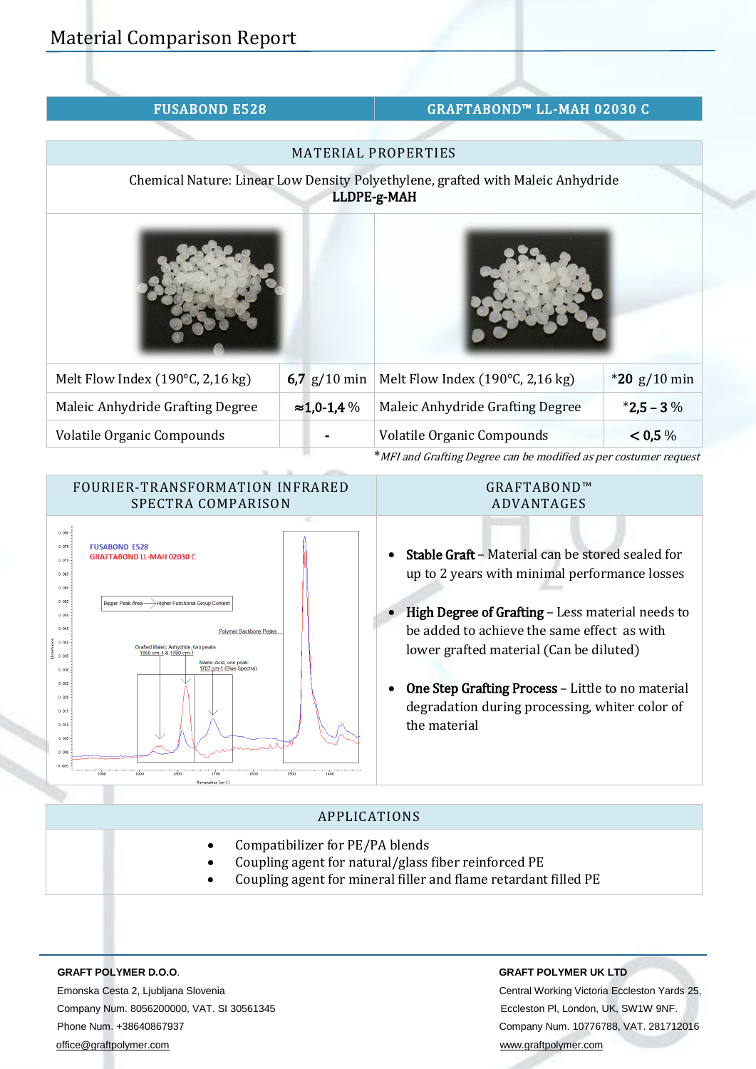# Material Comparison Report

| FUSABOND E528 | | GRAFTABOND™ LL-MAH 02030 C | |
|---|---|---|---|
| **MATERIAL PROPERTIES** | | | |
| Chemical Nature: Linear Low Density Polyethylene, grafted with Maleic Anhydride **LLDPE-g-MAH** | | | |
| Melt Flow Index (190°C, 2,16 kg) | **6,7** g/10 min | Melt Flow Index (190°C, 2,16 kg) | ***20** g/10 min |
| Maleic Anhydride Grafting Degree | ≈**1,0-1,4** % | Maleic Anhydride Grafting Degree | ***2,5 – 3** % |
| Volatile Organic Compounds | **-** | Volatile Organic Compounds | **< 0,5** % |

**MFI and Grafting Degree can be modified as per costumer request*

## FOURIER-TRANSFORMATION INFRARED SPECTRA COMPARISON

FUSABOND E528

GRAFTABOND LL-MAH 02030 C

Bigger Peak Area → Higher Functional Group Content

Polymer Backbone Peaks

Grafted Maleic Anhydride, two peaks: 1850 cm-1 & 1780 cm-1

Maleic Acid, one peak: 1707 cm-1 (Blue Spectra)

## GRAFTABOND™ ADVANTAGES

- **Stable Graft** – Material can be stored sealed for up to 2 years with minimal performance losses
- **High Degree of Grafting** – Less material needs to be added to achieve the same effect as with lower grafted material (Can be diluted)
- **One Step Grafting Process** – Little to no material degradation during processing, whiter color of the material

## APPLICATIONS

- Compatibilizer for PE/PA blends
- Coupling agent for natural/glass fiber reinforced PE
- Coupling agent for mineral filler and flame retardant filled PE

**GRAFT POLYMER D.O.O.**
Emonska Cesta 2, Ljubljana Slovenia
Company Num. 8056200000, VAT. SI 30561345
Phone Num. +38640867937
office@graftpolymer.com

**GRAFT POLYMER UK LTD**
Central Working Victoria Eccleston Yards 25, Eccleston Pl, London, UK, SW1W 9NF.
Company Num. 10776788, VAT. 281712016
www.graftpolymer.com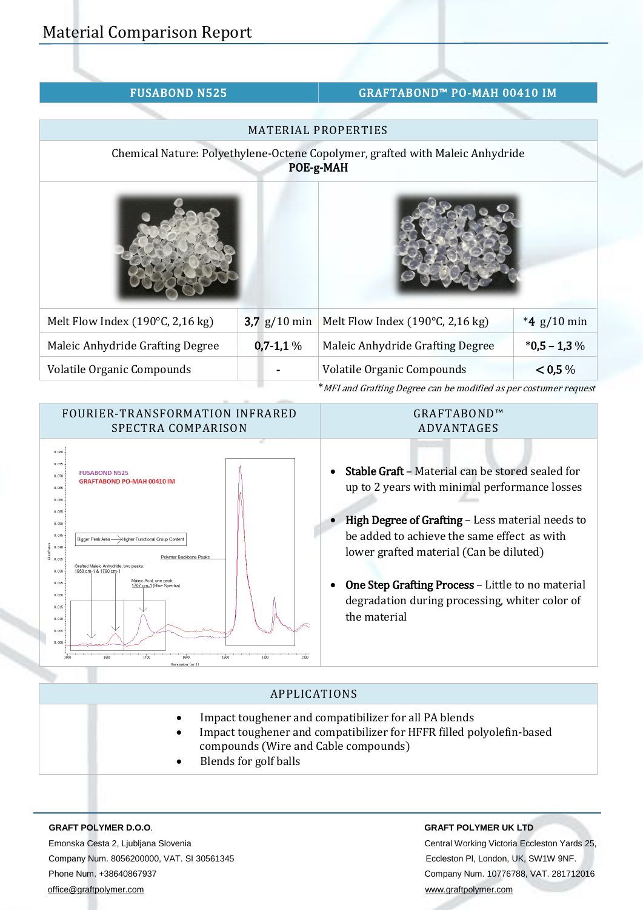# Material Comparison Report

| FUSABOND N525 | | GRAFTABOND™ PO-MAH 00410 IM | |
|---|---|---|---|
| **MATERIAL PROPERTIES** | | | |
| Chemical Nature: Polyethylene-Octene Copolymer, grafted with Maleic Anhydride **POE-g-MAH** | | | |
| Melt Flow Index (190°C, 2,16 kg) | **3,7** g/10 min | Melt Flow Index (190°C, 2,16 kg) | ***4** g/10 min |
| Maleic Anhydride Grafting Degree | **0,7-1,1** % | Maleic Anhydride Grafting Degree | ***0,5 – 1,3** % |
| Volatile Organic Compounds | **-** | Volatile Organic Compounds | **< 0,5** % |

**MFI and Grafting Degree can be modified as per costumer request*

## FOURIER-TRANSFORMATION INFRARED SPECTRA COMPARISON

## GRAFTABOND™ ADVANTAGES

- **Stable Graft** – Material can be stored sealed for up to 2 years with minimal performance losses
- **High Degree of Grafting** – Less material needs to be added to achieve the same effect as with lower grafted material (Can be diluted)
- **One Step Grafting Process** – Little to no material degradation during processing, whiter color of the material

## APPLICATIONS

- Impact toughener and compatibilizer for all PA blends
- Impact toughener and compatibilizer for HFFR filled polyolefin-based compounds (Wire and Cable compounds)
- Blends for golf balls

**GRAFT POLYMER D.O.O.**
Emonska Cesta 2, Ljubljana Slovenia
Company Num. 8056200000, VAT. SI 30561345
Phone Num. +38640867937
office@graftpolymer.com

**GRAFT POLYMER UK LTD**
Central Working Victoria Eccleston Yards 25, Eccleston Pl, London, UK, SW1W 9NF.
Company Num. 10776788, VAT. 281712016
www.graftpolymer.com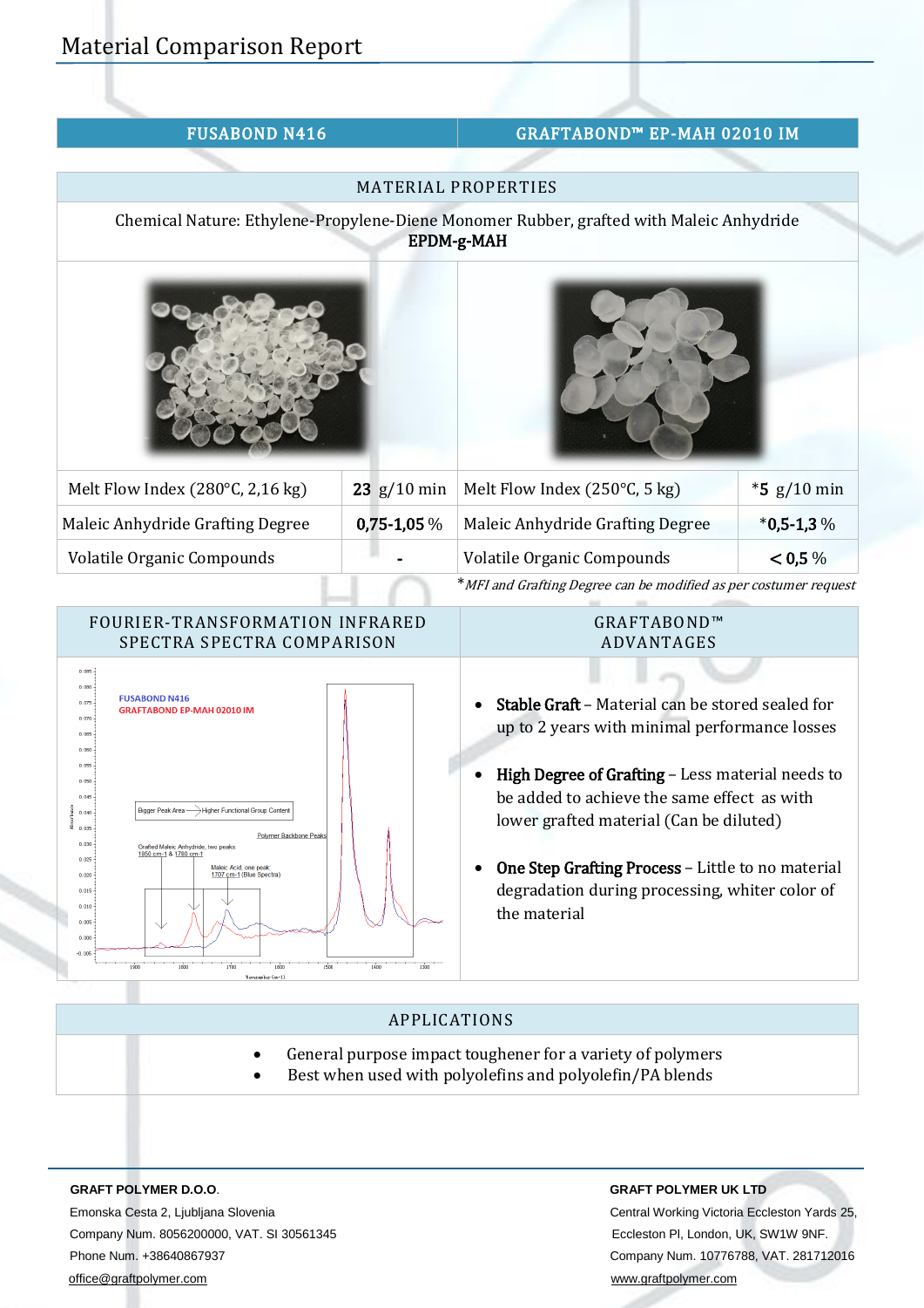# Material Comparison Report

| FUSABOND N416 | | GRAFTABOND™ EP-MAH 02010 IM | |
|---|---|---|---|
| **MATERIAL PROPERTIES** | | | |
| Chemical Nature: Ethylene-Propylene-Diene Monomer Rubber, grafted with Maleic Anhydride **EPDM-g-MAH** | | | |
| Melt Flow Index (280°C, 2,16 kg) | **23** g/10 min | Melt Flow Index (250°C, 5 kg) | ***5** g/10 min |
| Maleic Anhydride Grafting Degree | **0,75-1,05** % | Maleic Anhydride Grafting Degree | ***0,5-1,3** % |
| Volatile Organic Compounds | - | Volatile Organic Compounds | **< 0,5** % |

**MFI and Grafting Degree can be modified as per costumer request*

## FOURIER-TRANSFORMATION INFRARED SPECTRA SPECTRA COMPARISON

## GRAFTABOND™ ADVANTAGES

- **Stable Graft** – Material can be stored sealed for up to 2 years with minimal performance losses
- **High Degree of Grafting** – Less material needs to be added to achieve the same effect as with lower grafted material (Can be diluted)
- **One Step Grafting Process** – Little to no material degradation during processing, whiter color of the material

## APPLICATIONS

- General purpose impact toughener for a variety of polymers
- Best when used with polyolefins and polyolefin/PA blends

**GRAFT POLYMER D.O.O.**
Emonska Cesta 2, Ljubljana Slovenia
Company Num. 8056200000, VAT. SI 30561345
Phone Num. +38640867937
office@graftpolymer.com

**GRAFT POLYMER UK LTD**
Central Working Victoria Eccleston Yards 25, Eccleston Pl, London, UK, SW1W 9NF.
Company Num. 10776788, VAT. 281712016
www.graftpolymer.com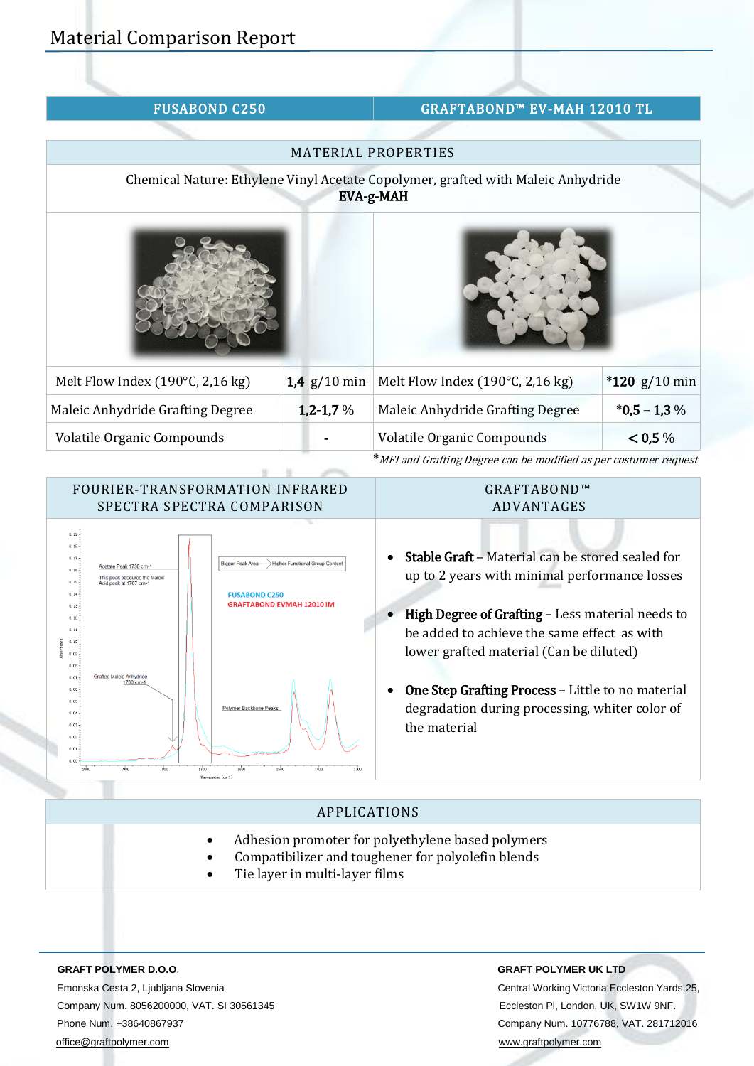# Material Comparison Report

| FUSABOND C250 | | GRAFTABOND™ EV-MAH 12010 TL | |
|---|---|---|---|
| **MATERIAL PROPERTIES** | | | |
| Chemical Nature: Ethylene Vinyl Acetate Copolymer, grafted with Maleic Anhydride **EVA-g-MAH** | | | |
| Melt Flow Index (190°C, 2,16 kg) | **1,4** g/10 min | Melt Flow Index (190°C, 2,16 kg) | ***120** g/10 min |
| Maleic Anhydride Grafting Degree | **1,2-1,7** % | Maleic Anhydride Grafting Degree | ***0,5 – 1,3** % |
| Volatile Organic Compounds | **-** | Volatile Organic Compounds | **< 0,5** % |

**MFI and Grafting Degree can be modified as per costumer request*

## FOURIER-TRANSFORMATION INFRARED SPECTRA SPECTRA COMPARISON

## GRAFTABOND™ ADVANTAGES

- **Stable Graft** – Material can be stored sealed for up to 2 years with minimal performance losses
- **High Degree of Grafting** – Less material needs to be added to achieve the same effect as with lower grafted material (Can be diluted)
- **One Step Grafting Process** – Little to no material degradation during processing, whiter color of the material

## APPLICATIONS

- Adhesion promoter for polyethylene based polymers
- Compatibilizer and toughener for polyolefin blends
- Tie layer in multi-layer films

**GRAFT POLYMER D.O.O.**
Emonska Cesta 2, Ljubljana Slovenia
Company Num. 8056200000, VAT. SI 30561345
Phone Num. +38640867937
office@graftpolymer.com

**GRAFT POLYMER UK LTD**
Central Working Victoria Eccleston Yards 25,
Eccleston Pl, London, UK, SW1W 9NF.
Company Num. 10776788, VAT. 281712016
www.graftpolymer.com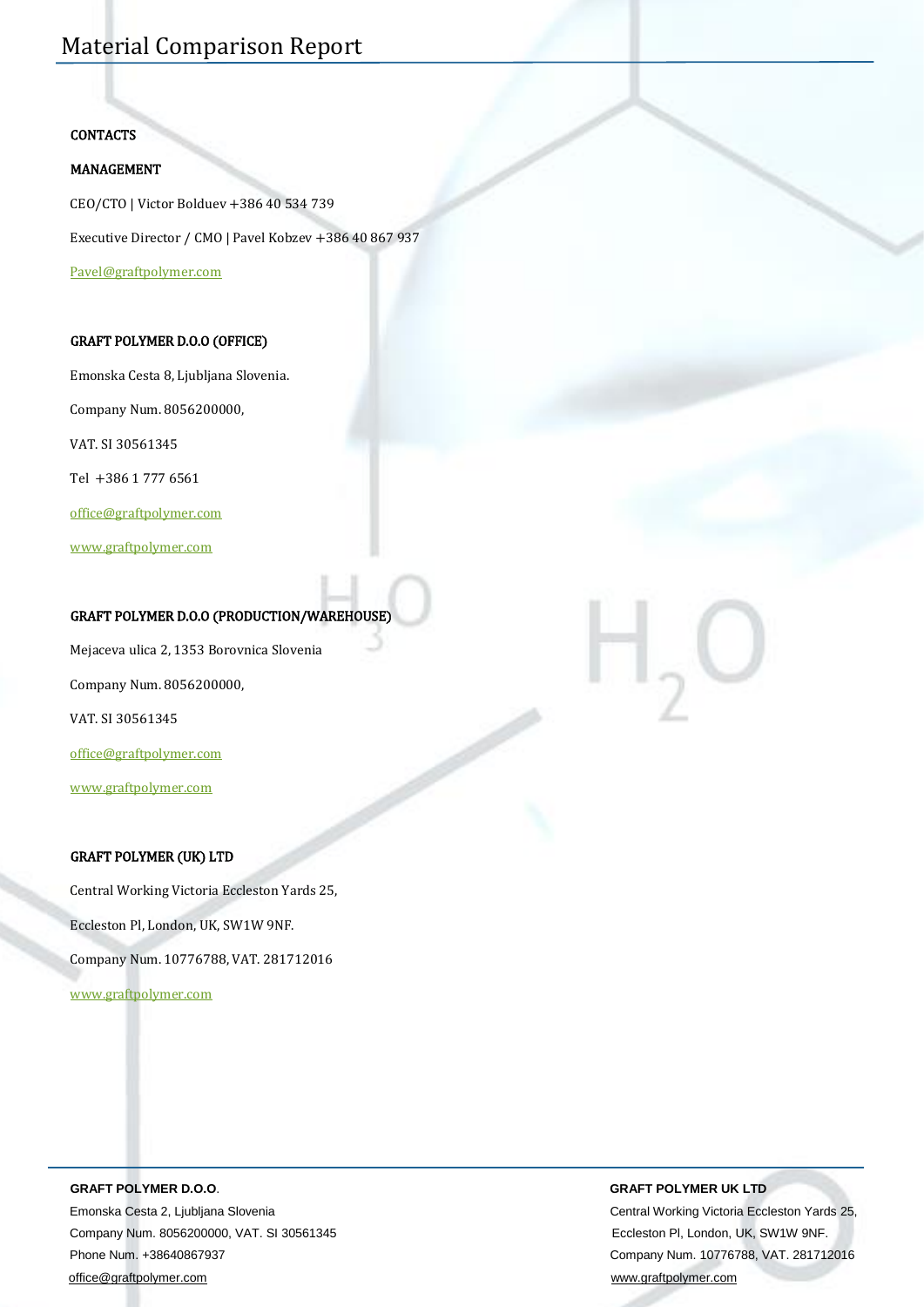CONTACTS

MANAGEMENT

CEO/CTO | Victor Bolduev +386 40 534 739

Executive Director / CMO | Pavel Kobzev +386 40 867 937

Pavel@graftpolymer.com

GRAFT POLYMER D.O.O (OFFICE)

Emonska Cesta 8, Ljubljana Slovenia.

Company Num. 8056200000,

VAT. SI 30561345

Tel +386 1 777 6561

office@graftpolymer.com

www.graftpolymer.com

GRAFT POLYMER D.O.O (PRODUCTION/WAREHOUSE)

Mejaceva ulica 2, 1353 Borovnica Slovenia

Company Num. 8056200000,

VAT. SI 30561345

office@graftpolymer.com

www.graftpolymer.com

GRAFT POLYMER (UK) LTD

Central Working Victoria Eccleston Yards 25,

Eccleston Pl, London, UK, SW1W 9NF.

Company Num. 10776788, VAT. 281712016

www.graftpolymer.com